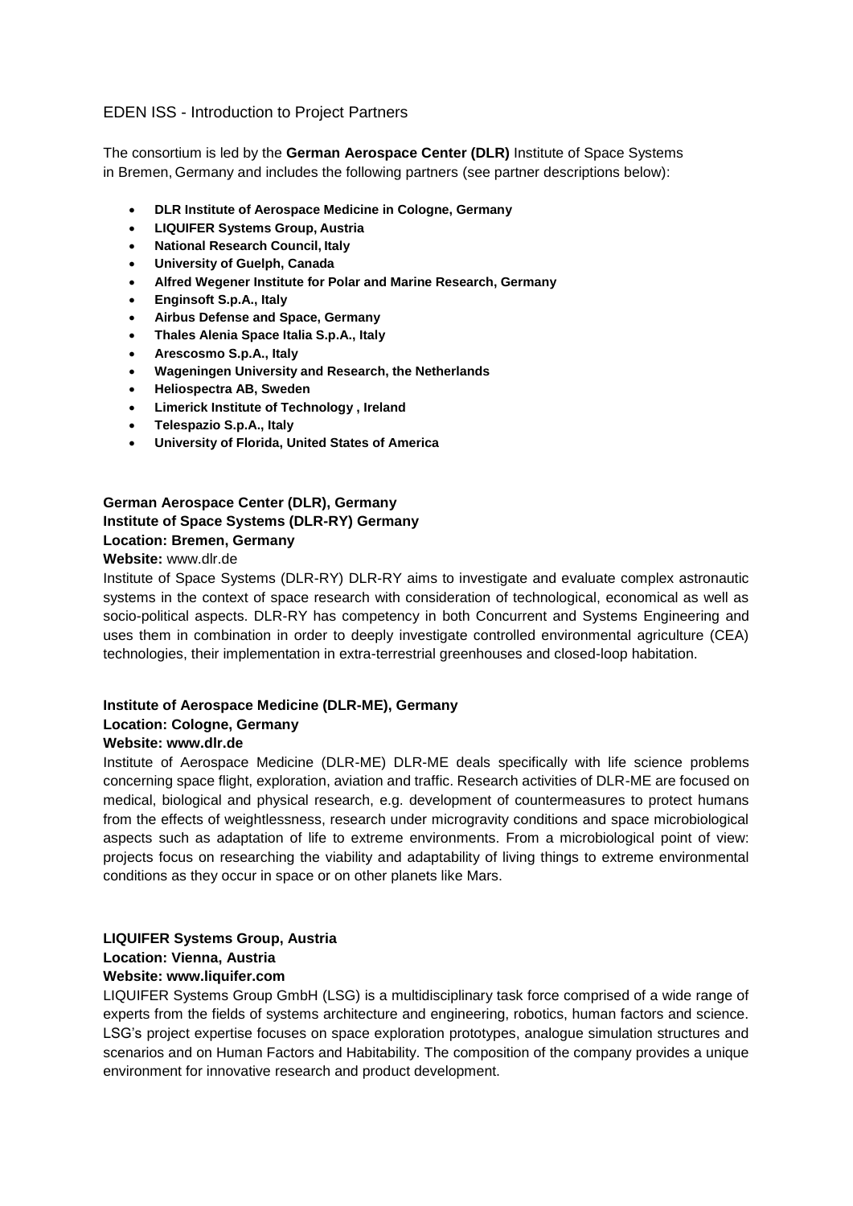# EDEN ISS - Introduction to Project Partners

The consortium is led by the **German Aerospace Center (DLR)** Institute of Space Systems in Bremen, Germany and includes the following partners (see partner descriptions below):

- **DLR Institute of Aerospace Medicine in Cologne, Germany**
- **LIQUIFER Systems Group, Austria**
- **National Research Council, Italy**
- **University of Guelph, Canada**
- **Alfred Wegener Institute for Polar and Marine Research, Germany**
- **Enginsoft S.p.A., Italy**
- **Airbus Defense and Space, Germany**
- **Thales Alenia Space Italia S.p.A., Italy**
- **Arescosmo S.p.A., Italy**
- **Wageningen University and Research, the Netherlands**
- **Heliospectra AB, Sweden**
- **Limerick Institute of Technology , Ireland**
- **Telespazio S.p.A., Italy**
- **University of Florida, United States of America**

**German Aerospace Center (DLR), Germany**
**Institute of Space Systems (DLR-RY) Germany**
**Location: Bremen, Germany**
**Website:** www.dlr.de

Institute of Space Systems (DLR-RY) DLR-RY aims to investigate and evaluate complex astronautic systems in the context of space research with consideration of technological, economical as well as socio-political aspects. DLR-RY has competency in both Concurrent and Systems Engineering and uses them in combination in order to deeply investigate controlled environmental agriculture (CEA) technologies, their implementation in extra-terrestrial greenhouses and closed-loop habitation.

**Institute of Aerospace Medicine (DLR-ME), Germany**
**Location: Cologne, Germany**
**Website: www.dlr.de**

Institute of Aerospace Medicine (DLR-ME) DLR-ME deals specifically with life science problems concerning space flight, exploration, aviation and traffic. Research activities of DLR-ME are focused on medical, biological and physical research, e.g. development of countermeasures to protect humans from the effects of weightlessness, research under microgravity conditions and space microbiological aspects such as adaptation of life to extreme environments. From a microbiological point of view: projects focus on researching the viability and adaptability of living things to extreme environmental conditions as they occur in space or on other planets like Mars.

**LIQUIFER Systems Group, Austria**
**Location: Vienna, Austria**
**Website: www.liquifer.com**

LIQUIFER Systems Group GmbH (LSG) is a multidisciplinary task force comprised of a wide range of experts from the fields of systems architecture and engineering, robotics, human factors and science. LSG's project expertise focuses on space exploration prototypes, analogue simulation structures and scenarios and on Human Factors and Habitability. The composition of the company provides a unique environment for innovative research and product development.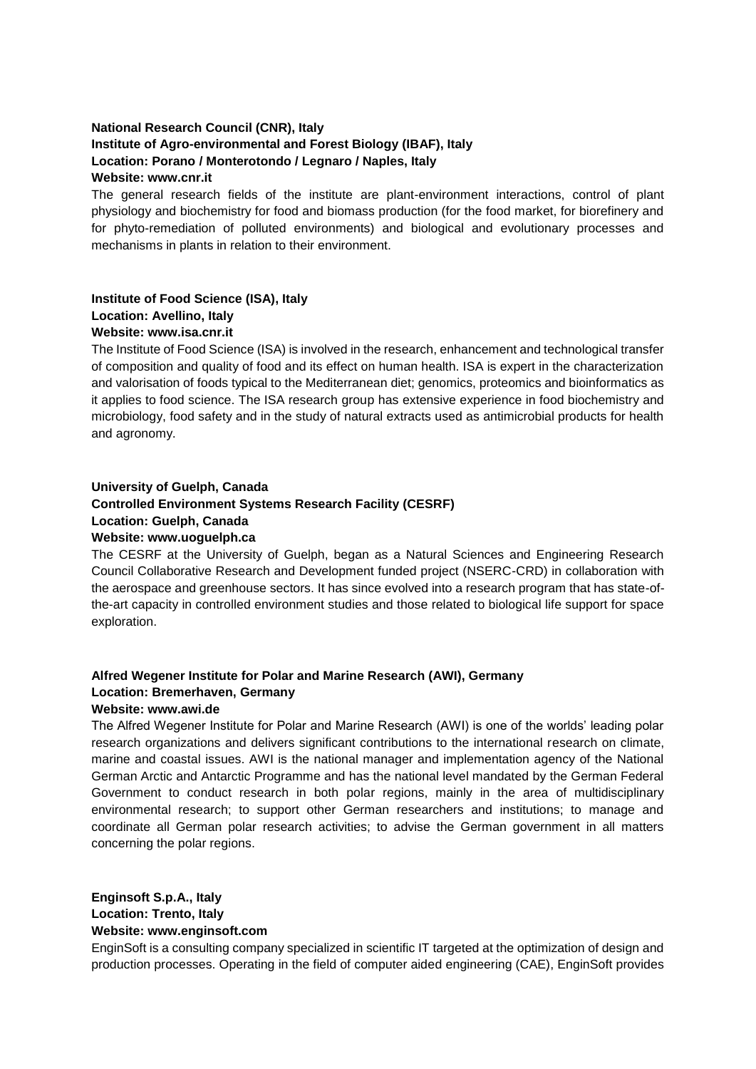**National Research Council (CNR), Italy**
**Institute of Agro-environmental and Forest Biology (IBAF), Italy**
**Location: Porano / Monterotondo / Legnaro / Naples, Italy**
**Website: www.cnr.it**

The general research fields of the institute are plant-environment interactions, control of plant physiology and biochemistry for food and biomass production (for the food market, for biorefinery and for phyto-remediation of polluted environments) and biological and evolutionary processes and mechanisms in plants in relation to their environment.

**Institute of Food Science (ISA), Italy**
**Location: Avellino, Italy**
**Website: www.isa.cnr.it**

The Institute of Food Science (ISA) is involved in the research, enhancement and technological transfer of composition and quality of food and its effect on human health. ISA is expert in the characterization and valorisation of foods typical to the Mediterranean diet; genomics, proteomics and bioinformatics as it applies to food science. The ISA research group has extensive experience in food biochemistry and microbiology, food safety and in the study of natural extracts used as antimicrobial products for health and agronomy.

**University of Guelph, Canada**
**Controlled Environment Systems Research Facility (CESRF)**
**Location: Guelph, Canada**
**Website: www.uoguelph.ca**

The CESRF at the University of Guelph, began as a Natural Sciences and Engineering Research Council Collaborative Research and Development funded project (NSERC-CRD) in collaboration with the aerospace and greenhouse sectors. It has since evolved into a research program that has state-of-the-art capacity in controlled environment studies and those related to biological life support for space exploration.

**Alfred Wegener Institute for Polar and Marine Research (AWI), Germany**
**Location: Bremerhaven, Germany**
**Website: www.awi.de**

The Alfred Wegener Institute for Polar and Marine Research (AWI) is one of the worlds' leading polar research organizations and delivers significant contributions to the international research on climate, marine and coastal issues. AWI is the national manager and implementation agency of the National German Arctic and Antarctic Programme and has the national level mandated by the German Federal Government to conduct research in both polar regions, mainly in the area of multidisciplinary environmental research; to support other German researchers and institutions; to manage and coordinate all German polar research activities; to advise the German government in all matters concerning the polar regions.

**Enginsoft S.p.A., Italy**
**Location: Trento, Italy**
**Website: www.enginsoft.com**

EnginSoft is a consulting company specialized in scientific IT targeted at the optimization of design and production processes. Operating in the field of computer aided engineering (CAE), EnginSoft provides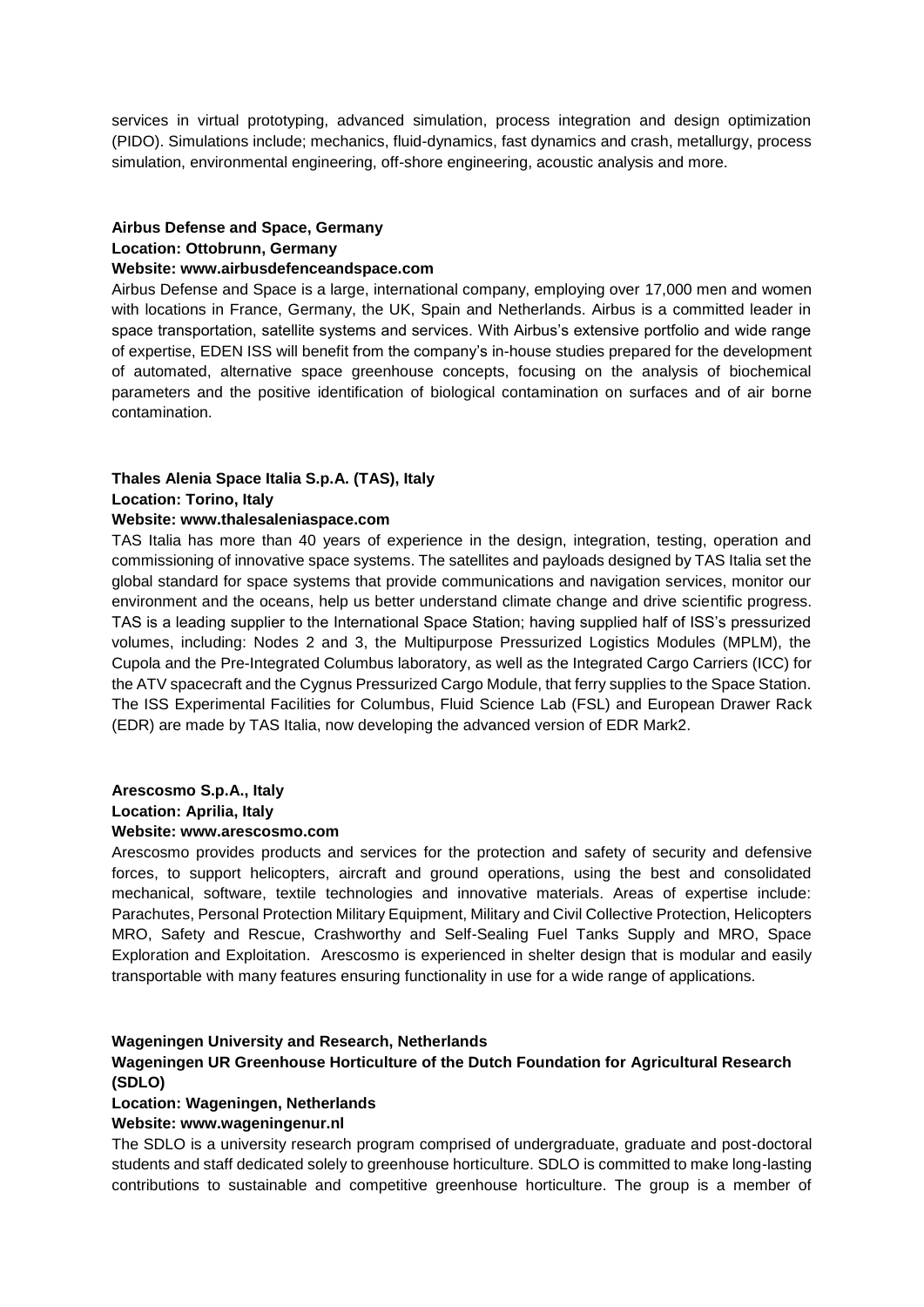services in virtual prototyping, advanced simulation, process integration and design optimization (PIDO). Simulations include; mechanics, fluid-dynamics, fast dynamics and crash, metallurgy, process simulation, environmental engineering, off-shore engineering, acoustic analysis and more.

**Airbus Defense and Space, Germany**
**Location: Ottobrunn, Germany**
**Website: www.airbusdefenceandspace.com**

Airbus Defense and Space is a large, international company, employing over 17,000 men and women with locations in France, Germany, the UK, Spain and Netherlands. Airbus is a committed leader in space transportation, satellite systems and services. With Airbus's extensive portfolio and wide range of expertise, EDEN ISS will benefit from the company's in-house studies prepared for the development of automated, alternative space greenhouse concepts, focusing on the analysis of biochemical parameters and the positive identification of biological contamination on surfaces and of air borne contamination.

**Thales Alenia Space Italia S.p.A. (TAS), Italy**
**Location: Torino, Italy**
**Website: www.thalesaleniaspace.com**

TAS Italia has more than 40 years of experience in the design, integration, testing, operation and commissioning of innovative space systems. The satellites and payloads designed by TAS Italia set the global standard for space systems that provide communications and navigation services, monitor our environment and the oceans, help us better understand climate change and drive scientific progress. TAS is a leading supplier to the International Space Station; having supplied half of ISS's pressurized volumes, including: Nodes 2 and 3, the Multipurpose Pressurized Logistics Modules (MPLM), the Cupola and the Pre-Integrated Columbus laboratory, as well as the Integrated Cargo Carriers (ICC) for the ATV spacecraft and the Cygnus Pressurized Cargo Module, that ferry supplies to the Space Station. The ISS Experimental Facilities for Columbus, Fluid Science Lab (FSL) and European Drawer Rack (EDR) are made by TAS Italia, now developing the advanced version of EDR Mark2.

**Arescosmo S.p.A., Italy**
**Location: Aprilia, Italy**
**Website: www.arescosmo.com**

Arescosmo provides products and services for the protection and safety of security and defensive forces, to support helicopters, aircraft and ground operations, using the best and consolidated mechanical, software, textile technologies and innovative materials. Areas of expertise include: Parachutes, Personal Protection Military Equipment, Military and Civil Collective Protection, Helicopters MRO, Safety and Rescue, Crashworthy and Self-Sealing Fuel Tanks Supply and MRO, Space Exploration and Exploitation. Arescosmo is experienced in shelter design that is modular and easily transportable with many features ensuring functionality in use for a wide range of applications.

**Wageningen University and Research, Netherlands**
**Wageningen UR Greenhouse Horticulture of the Dutch Foundation for Agricultural Research (SDLO)**
**Location: Wageningen, Netherlands**
**Website: www.wageningenur.nl**

The SDLO is a university research program comprised of undergraduate, graduate and post-doctoral students and staff dedicated solely to greenhouse horticulture. SDLO is committed to make long-lasting contributions to sustainable and competitive greenhouse horticulture. The group is a member of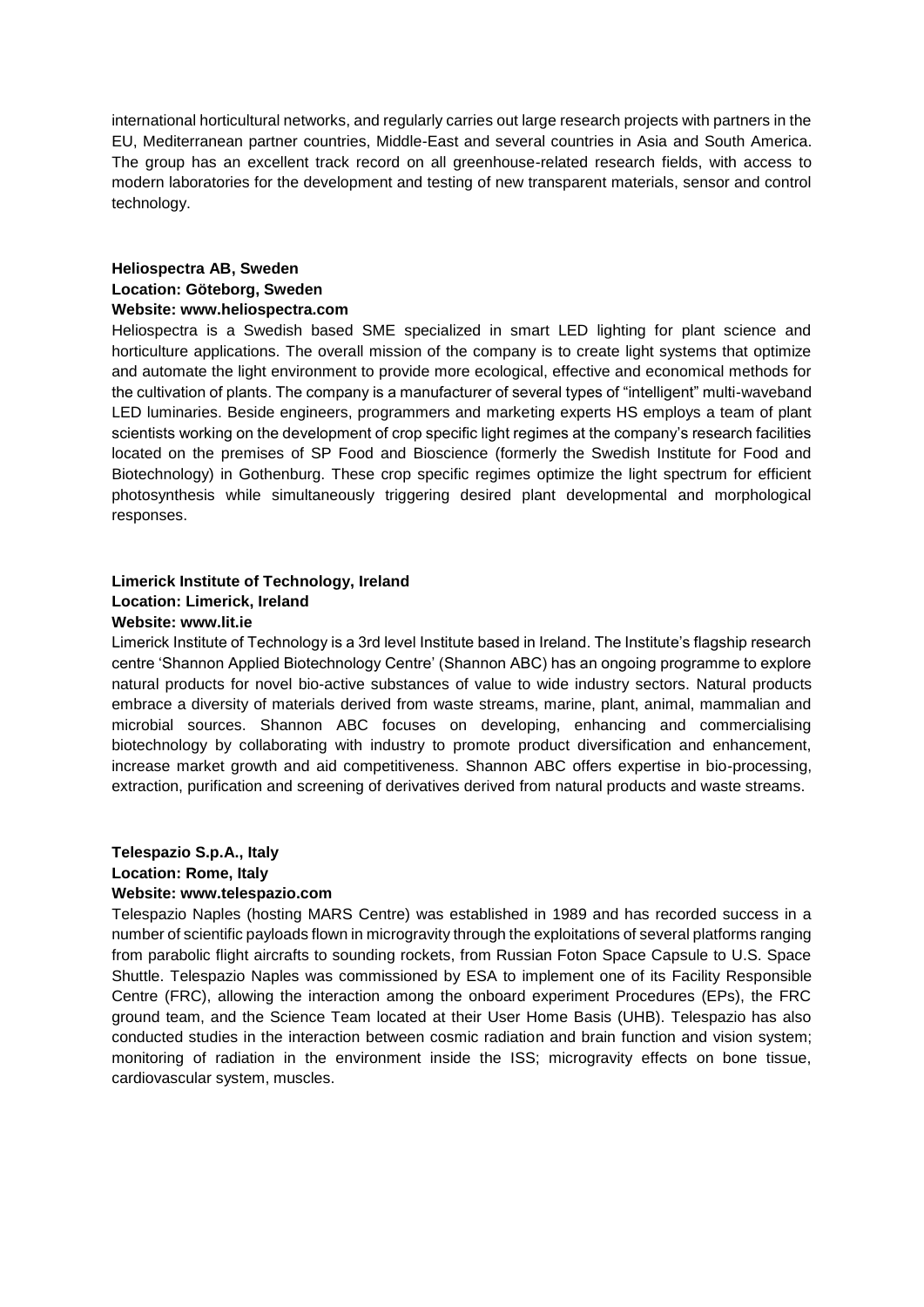international horticultural networks, and regularly carries out large research projects with partners in the EU, Mediterranean partner countries, Middle-East and several countries in Asia and South America. The group has an excellent track record on all greenhouse-related research fields, with access to modern laboratories for the development and testing of new transparent materials, sensor and control technology.

**Heliospectra AB, Sweden**
**Location: Göteborg, Sweden**
**Website: www.heliospectra.com**

Heliospectra is a Swedish based SME specialized in smart LED lighting for plant science and horticulture applications. The overall mission of the company is to create light systems that optimize and automate the light environment to provide more ecological, effective and economical methods for the cultivation of plants. The company is a manufacturer of several types of "intelligent" multi-waveband LED luminaries. Beside engineers, programmers and marketing experts HS employs a team of plant scientists working on the development of crop specific light regimes at the company's research facilities located on the premises of SP Food and Bioscience (formerly the Swedish Institute for Food and Biotechnology) in Gothenburg. These crop specific regimes optimize the light spectrum for efficient photosynthesis while simultaneously triggering desired plant developmental and morphological responses.

**Limerick Institute of Technology, Ireland**
**Location: Limerick, Ireland**
**Website: www.lit.ie**

Limerick Institute of Technology is a 3rd level Institute based in Ireland. The Institute's flagship research centre 'Shannon Applied Biotechnology Centre' (Shannon ABC) has an ongoing programme to explore natural products for novel bio-active substances of value to wide industry sectors. Natural products embrace a diversity of materials derived from waste streams, marine, plant, animal, mammalian and microbial sources. Shannon ABC focuses on developing, enhancing and commercialising biotechnology by collaborating with industry to promote product diversification and enhancement, increase market growth and aid competitiveness. Shannon ABC offers expertise in bio-processing, extraction, purification and screening of derivatives derived from natural products and waste streams.

**Telespazio S.p.A., Italy**
**Location: Rome, Italy**
**Website: www.telespazio.com**

Telespazio Naples (hosting MARS Centre) was established in 1989 and has recorded success in a number of scientific payloads flown in microgravity through the exploitations of several platforms ranging from parabolic flight aircrafts to sounding rockets, from Russian Foton Space Capsule to U.S. Space Shuttle. Telespazio Naples was commissioned by ESA to implement one of its Facility Responsible Centre (FRC), allowing the interaction among the onboard experiment Procedures (EPs), the FRC ground team, and the Science Team located at their User Home Basis (UHB). Telespazio has also conducted studies in the interaction between cosmic radiation and brain function and vision system; monitoring of radiation in the environment inside the ISS; microgravity effects on bone tissue, cardiovascular system, muscles.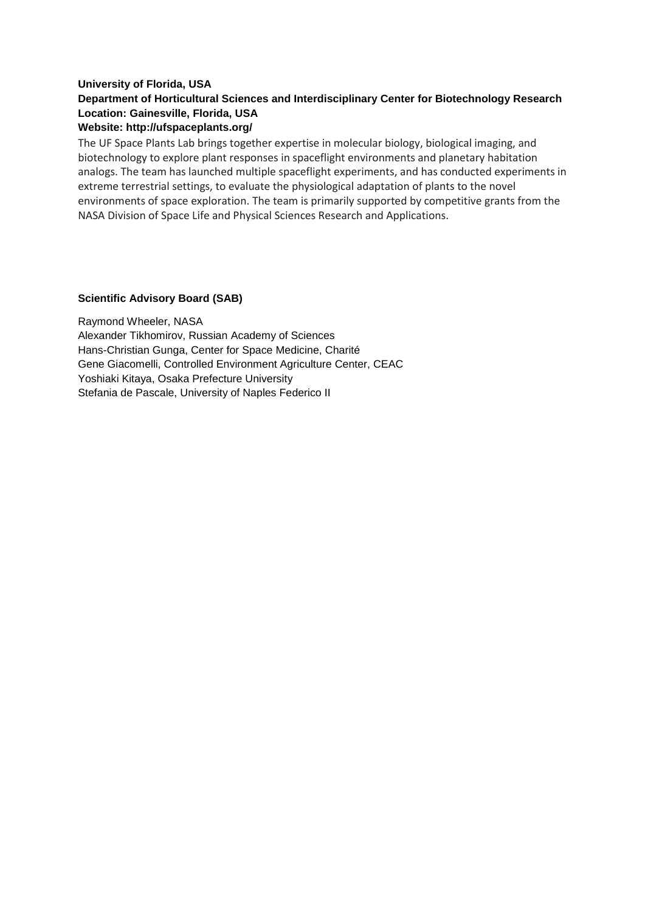**University of Florida, USA**
**Department of Horticultural Sciences and Interdisciplinary Center for Biotechnology Research**
**Location: Gainesville, Florida, USA**
**Website: http://ufspaceplants.org/**

The UF Space Plants Lab brings together expertise in molecular biology, biological imaging, and biotechnology to explore plant responses in spaceflight environments and planetary habitation analogs. The team has launched multiple spaceflight experiments, and has conducted experiments in extreme terrestrial settings, to evaluate the physiological adaptation of plants to the novel environments of space exploration. The team is primarily supported by competitive grants from the NASA Division of Space Life and Physical Sciences Research and Applications.

## Scientific Advisory Board (SAB)

Raymond Wheeler, NASA
Alexander Tikhomirov, Russian Academy of Sciences
Hans-Christian Gunga, Center for Space Medicine, Charité
Gene Giacomelli, Controlled Environment Agriculture Center, CEAC
Yoshiaki Kitaya, Osaka Prefecture University
Stefania de Pascale, University of Naples Federico II